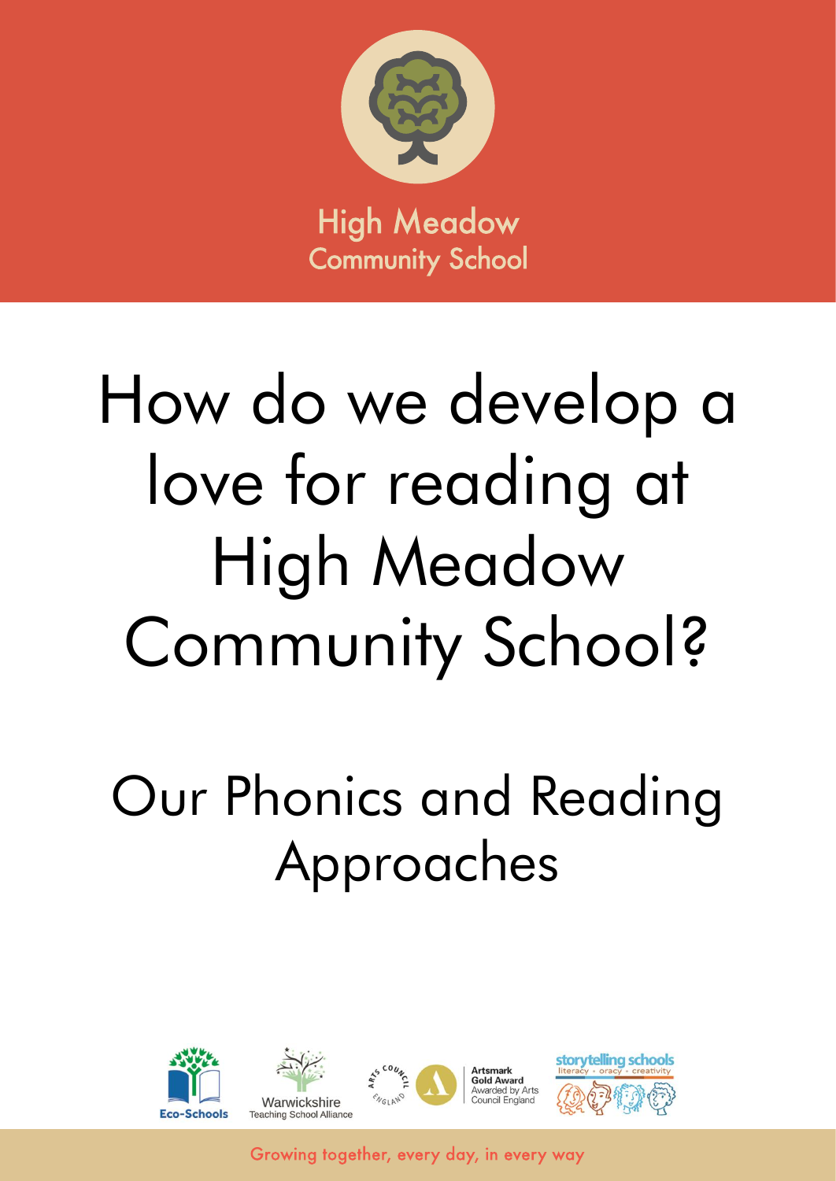High Meadow Community School

# How do we develop a love for reading at High Meadow Community School?

## Our Phonics and Reading Approaches

Eco-Schools

Warwickshire Teaching School Alliance

Artsmark Gold Award Awarded by Arts Council England

storytelling schools literacy • oracy • creativity

Growing together, every day, in every way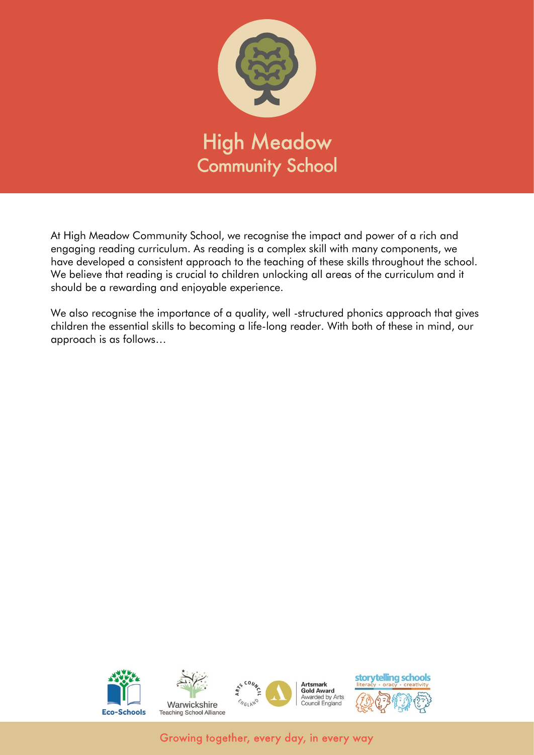# High Meadow Community School

At High Meadow Community School, we recognise the impact and power of a rich and engaging reading curriculum. As reading is a complex skill with many components, we have developed a consistent approach to the teaching of these skills throughout the school. We believe that reading is crucial to children unlocking all areas of the curriculum and it should be a rewarding and enjoyable experience.

We also recognise the importance of a quality, well -structured phonics approach that gives children the essential skills to becoming a life-long reader. With both of these in mind, our approach is as follows…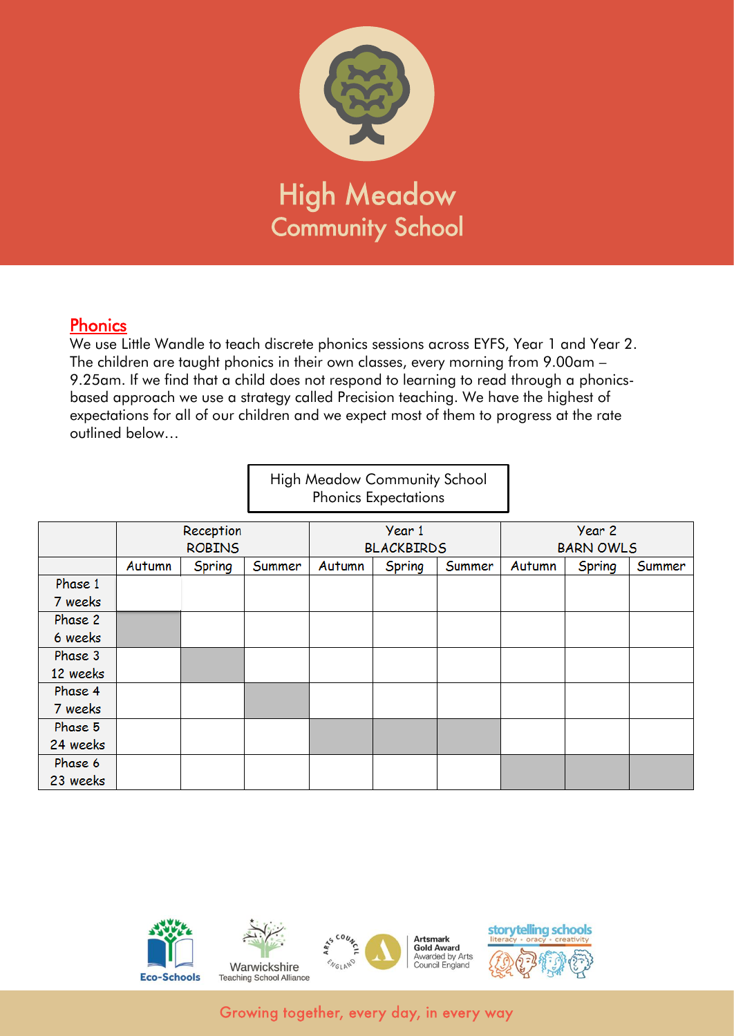## Phonics

We use Little Wandle to teach discrete phonics sessions across EYFS, Year 1 and Year 2. The children are taught phonics in their own classes, every morning from 9.00am – 9.25am. If we find that a child does not respond to learning to read through a phonics-based approach we use a strategy called Precision teaching. We have the highest of expectations for all of our children and we expect most of them to progress at the rate outlined below…

**High Meadow Community School Phonics Expectations**

| | Reception ROBINS | | | Year 1 BLACKBIRDS | | | Year 2 BARN OWLS | | |
|---|---|---|---|---|---|---|---|---|---|
| | Autumn | Spring | Summer | Autumn | Spring | Summer | Autumn | Spring | Summer |
| Phase 1 7 weeks | | | | | | | | | |
| Phase 2 6 weeks | | | | | | | | | |
| Phase 3 12 weeks | | | | | | | | | |
| Phase 4 7 weeks | | | | | | | | | |
| Phase 5 24 weeks | | | | | | | | | |
| Phase 6 23 weeks | | | | | | | | | |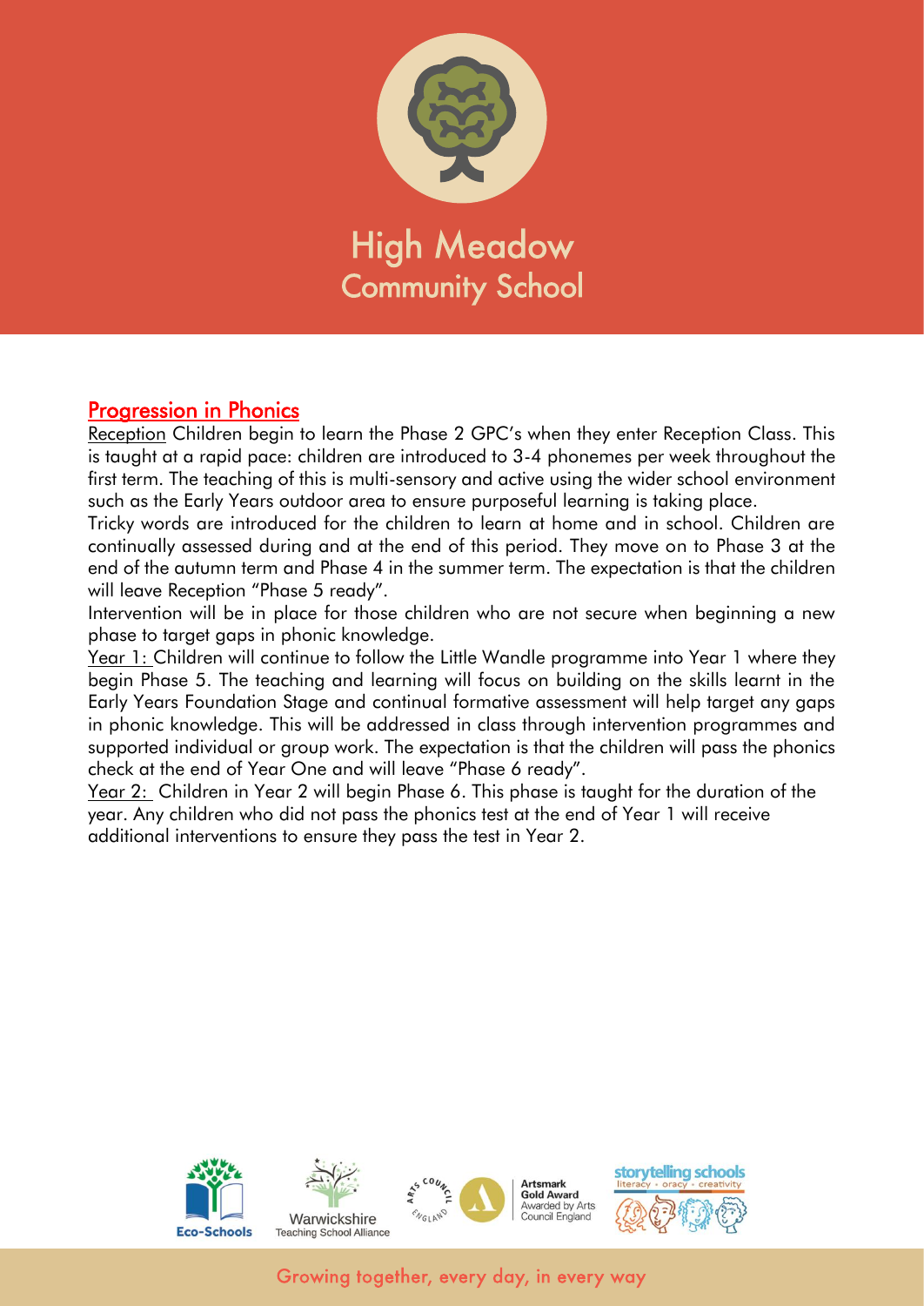# High Meadow Community School

## Progression in Phonics

Reception Children begin to learn the Phase 2 GPC's when they enter Reception Class. This is taught at a rapid pace: children are introduced to 3-4 phonemes per week throughout the first term. The teaching of this is multi-sensory and active using the wider school environment such as the Early Years outdoor area to ensure purposeful learning is taking place.

Tricky words are introduced for the children to learn at home and in school. Children are continually assessed during and at the end of this period. They move on to Phase 3 at the end of the autumn term and Phase 4 in the summer term. The expectation is that the children will leave Reception "Phase 5 ready".

Intervention will be in place for those children who are not secure when beginning a new phase to target gaps in phonic knowledge.

Year 1: Children will continue to follow the Little Wandle programme into Year 1 where they begin Phase 5. The teaching and learning will focus on building on the skills learnt in the Early Years Foundation Stage and continual formative assessment will help target any gaps in phonic knowledge. This will be addressed in class through intervention programmes and supported individual or group work. The expectation is that the children will pass the phonics check at the end of Year One and will leave "Phase 6 ready".

Year 2: Children in Year 2 will begin Phase 6. This phase is taught for the duration of the year. Any children who did not pass the phonics test at the end of Year 1 will receive additional interventions to ensure they pass the test in Year 2.

Eco-Schools | Warwickshire Teaching School Alliance | Artsmark Gold Award Awarded by Arts Council England | storytelling schools literacy • oracy • creativity

Growing together, every day, in every way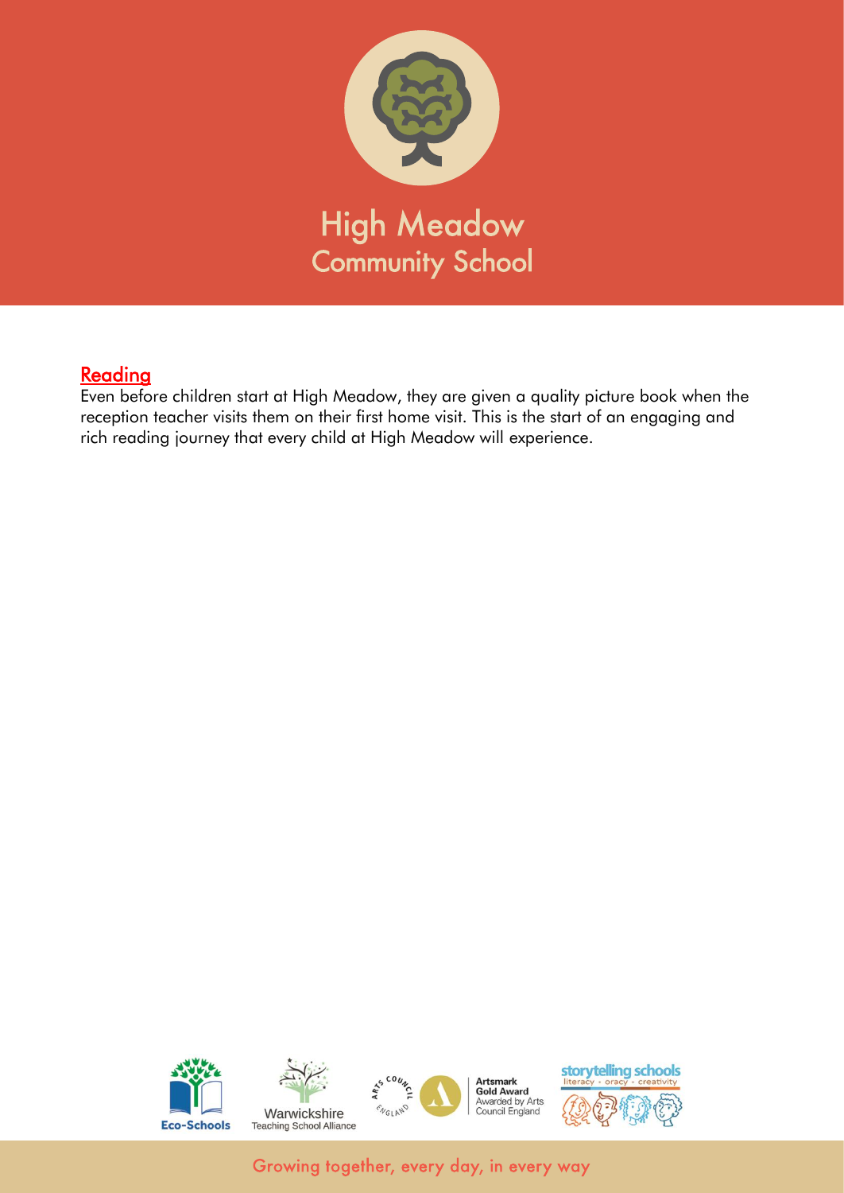## Reading

Even before children start at High Meadow, they are given a quality picture book when the reception teacher visits them on their first home visit. This is the start of an engaging and rich reading journey that every child at High Meadow will experience.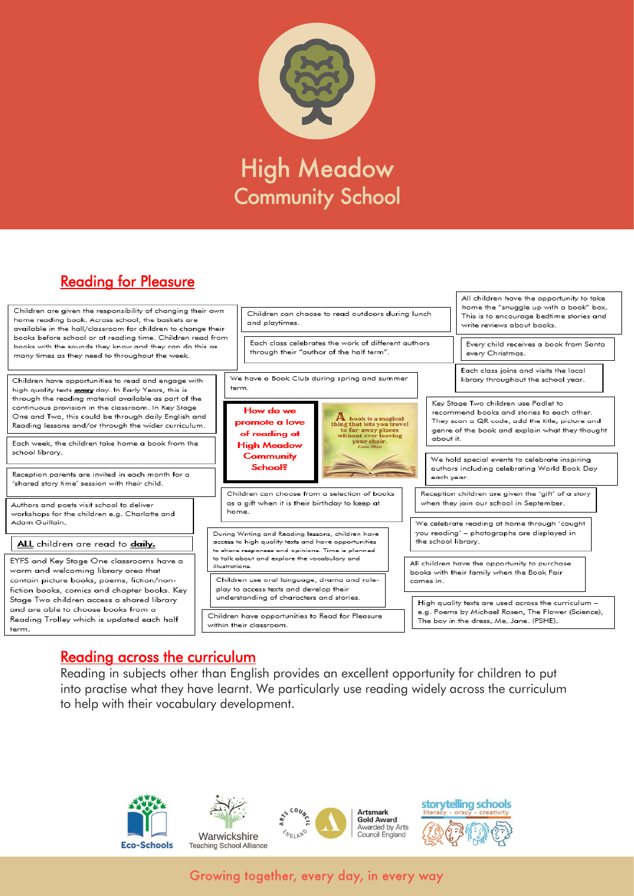# High Meadow Community School

## Reading for Pleasure

**How do we promote a love of reading at High Meadow Community School?**

A book is a magical thing that lets you travel to far-away places without ever leaving your chair.

Children are given the responsibility of changing their own home reading book. Across school, the baskets are available in the hall/classroom for children to change their books before school or at reading time. Children read from books with the sounds they know and they can do this as many times as they need to throughout the week.

Children have opportunities to read and engage with high quality texts **every** day. In Early Years, this is through the reading material available as part of the continuous provision in the classroom. In Key Stage One and Two, this could be through daily English and Reading lessons and/or through the wider curriculum.

Each week, the children take home a book from the school library.

Reception parents are invited in each month for a 'shared story time' session with their child.

Authors and poets visit school to deliver workshops for the children e.g. Charlotte and Adam Guillain.

**ALL** children are read to **daily.**

EYFS and Key Stage One classrooms have a warm and welcoming library area that contain picture books, poems, fiction/non-fiction books, comics and chapter books. Key Stage Two children access a shared library and are able to choose books from a Reading Trolley which is updated each half term.

Children can choose to read outdoors during lunch and playtimes.

Each class celebrates the work of different authors through their "author of the half term".

We have a Book Club during spring and summer term.

Children can choose from a selection of books as a gift when it is their birthday to keep at home.

During Writing and Reading lessons, children have access to high quality texts and have opportunities to share responses and opinions. Time is planned to talk about and explore the vocabulary and illustrations.

Children use oral language, drama and role-play to access texts and develop their understanding of characters and stories.

Children have opportunities to Read for Pleasure within their classroom.

All children have the opportunity to take home the "snuggle up with a book" box. This is to encourage bedtime stories and write reviews about books.

Every child receives a book from Santa every Christmas.

Each class joins and visits the local library throughout the school year.

Key Stage Two children use Padlet to recommend books and stories to each other. They scan a QR code, add the title, picture and genre of the book and explain what they thought about it.

We hold special events to celebrate inspiring authors including celebrating World Book Day each year.

Reception children are given the 'gift' of a story when they join our school in September.

We celebrate reading at home through 'caught you reading' – photographs are displayed in the school library.

All children have the opportunity to purchase books with their family when the Book Fair comes in.

High quality texts are used across the curriculum – e.g. Poems by Michael Rosen, The Flower (Science), The boy in the dress, Me, Jane. (PSHE).

## Reading across the curriculum

Reading in subjects other than English provides an excellent opportunity for children to put into practise what they have learnt. We particularly use reading widely across the curriculum to help with their vocabulary development.

Eco-Schools | Warwickshire Teaching School Alliance | Artsmark Gold Award, Awarded by Arts Council England | storytelling schools: literacy • oracy • creativity

Growing together, every day, in every way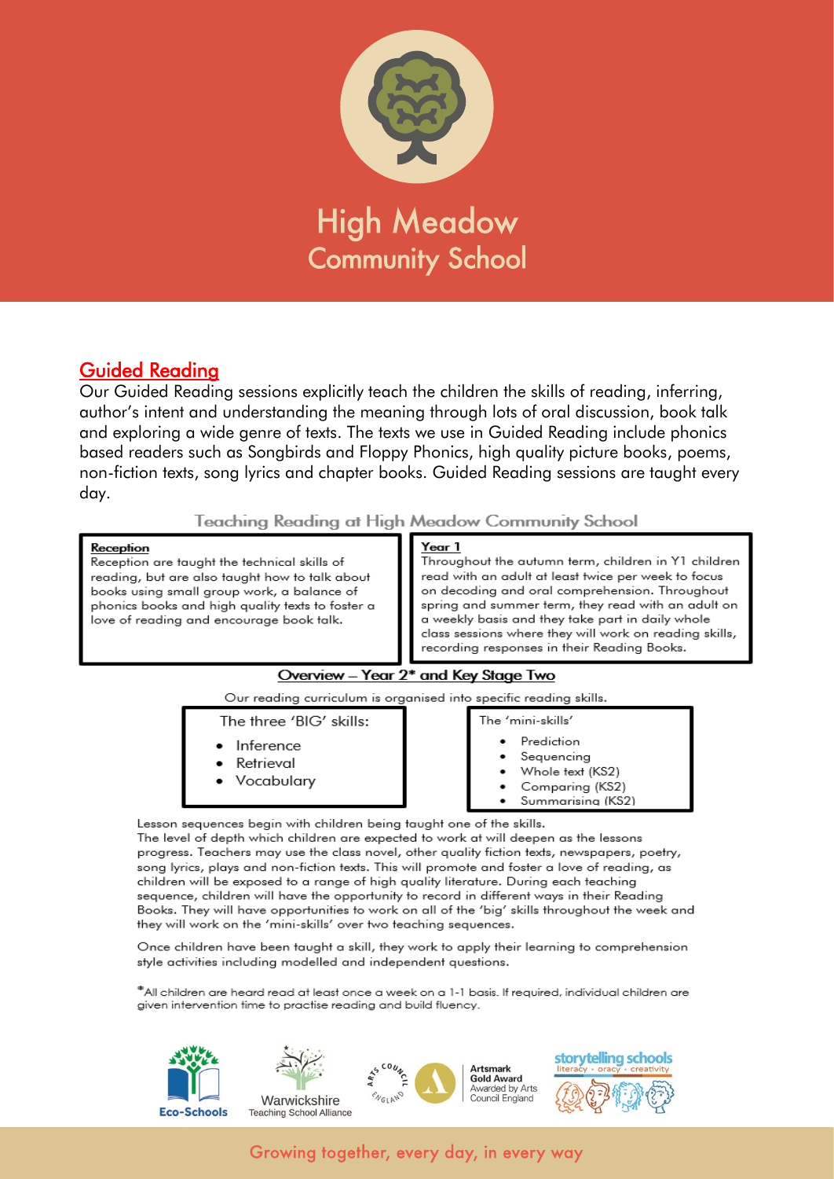# High Meadow Community School

## Guided Reading

Our Guided Reading sessions explicitly teach the children the skills of reading, inferring, author's intent and understanding the meaning through lots of oral discussion, book talk and exploring a wide genre of texts. The texts we use in Guided Reading include phonics based readers such as Songbirds and Floppy Phonics, high quality picture books, poems, non-fiction texts, song lyrics and chapter books. Guided Reading sessions are taught every day.

### Teaching Reading at High Meadow Community School

**Reception**
Reception are taught the technical skills of reading, but are also taught how to talk about books using small group work, a balance of phonics books and high quality texts to foster a love of reading and encourage book talk.

**Year 1**
Throughout the autumn term, children in Y1 children read with an adult at least twice per week to focus on decoding and oral comprehension. Throughout spring and summer term, they read with an adult on a weekly basis and they take part in daily whole class sessions where they will work on reading skills, recording responses in their Reading Books.

**Overview – Year 2* and Key Stage Two**

Our reading curriculum is organised into specific reading skills.

The three 'BIG' skills:

- Inference
- Retrieval
- Vocabulary

The 'mini-skills'

- Prediction
- Sequencing
- Whole text (KS2)
- Comparing (KS2)
- Summarising (KS2)

Lesson sequences begin with children being taught one of the skills.
The level of depth which children are expected to work at will deepen as the lessons progress. Teachers may use the class novel, other quality fiction texts, newspapers, poetry, song lyrics, plays and non-fiction texts. This will promote and foster a love of reading, as children will be exposed to a range of high quality literature. During each teaching sequence, children will have the opportunity to record in different ways in their Reading Books. They will have opportunities to work on all of the 'big' skills throughout the week and they will work on the 'mini-skills' over two teaching sequences.

Once children have been taught a skill, they work to apply their learning to comprehension style activities including modelled and independent questions.

*All children are heard read at least once a week on a 1-1 basis. If required, individual children are given intervention time to practise reading and build fluency.

Eco-Schools | Warwickshire Teaching School Alliance | Artsmark Gold Award Awarded by Arts Council England | storytelling schools literacy · oracy · creativity

Growing together, every day, in every way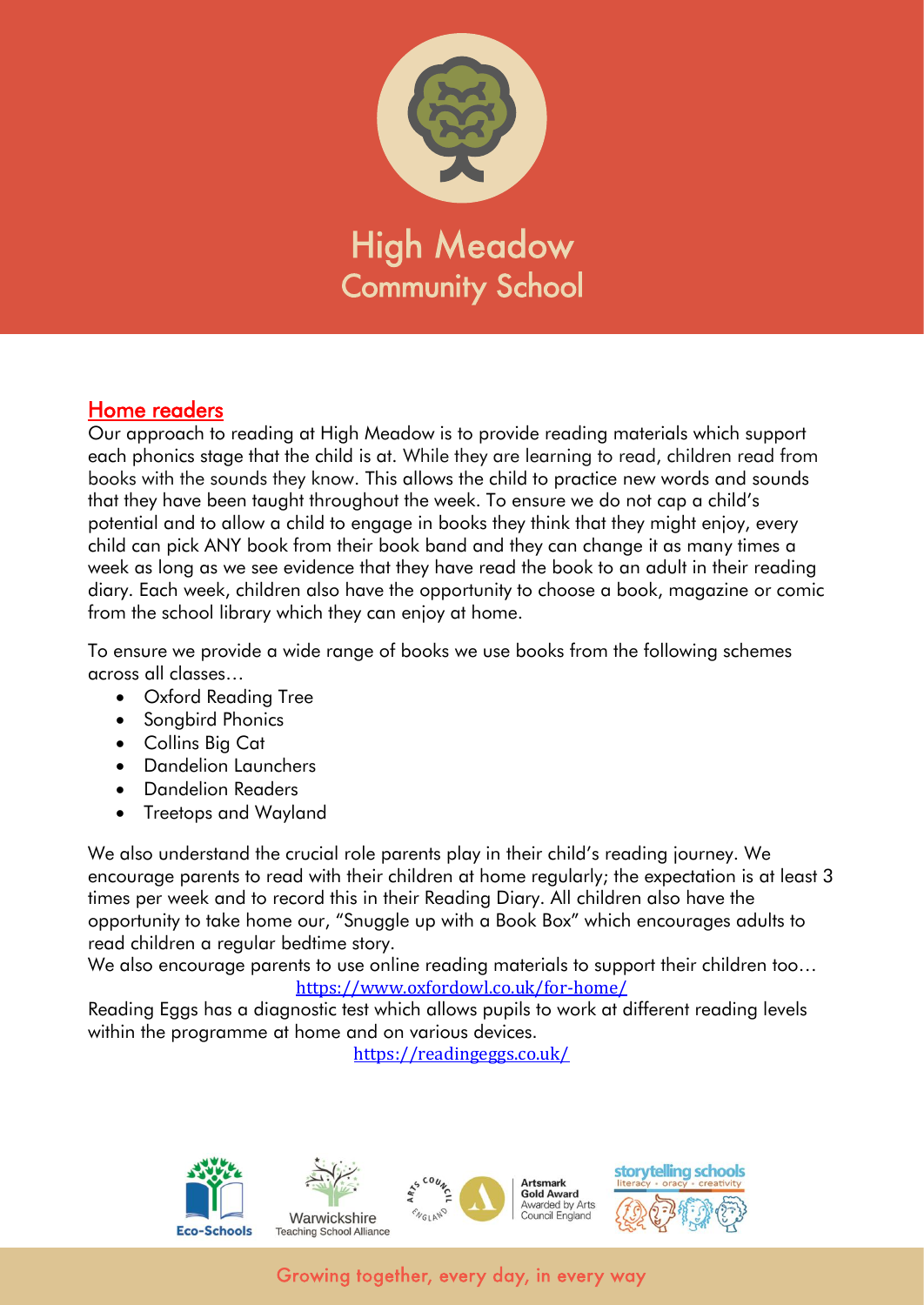# High Meadow Community School

## Home readers

Our approach to reading at High Meadow is to provide reading materials which support each phonics stage that the child is at. While they are learning to read, children read from books with the sounds they know. This allows the child to practice new words and sounds that they have been taught throughout the week. To ensure we do not cap a child's potential and to allow a child to engage in books they think that they might enjoy, every child can pick ANY book from their book band and they can change it as many times a week as long as we see evidence that they have read the book to an adult in their reading diary. Each week, children also have the opportunity to choose a book, magazine or comic from the school library which they can enjoy at home.

To ensure we provide a wide range of books we use books from the following schemes across all classes…

- Oxford Reading Tree
- Songbird Phonics
- Collins Big Cat
- Dandelion Launchers
- Dandelion Readers
- Treetops and Wayland

We also understand the crucial role parents play in their child's reading journey. We encourage parents to read with their children at home regularly; the expectation is at least 3 times per week and to record this in their Reading Diary. All children also have the opportunity to take home our, "Snuggle up with a Book Box" which encourages adults to read children a regular bedtime story.

We also encourage parents to use online reading materials to support their children too…

https://www.oxfordowl.co.uk/for-home/

Reading Eggs has a diagnostic test which allows pupils to work at different reading levels within the programme at home and on various devices.

https://readingeggs.co.uk/

Eco-Schools | Warwickshire Teaching School Alliance | Artsmark Gold Award Awarded by Arts Council England | storytelling schools literacy • oracy • creativity

Growing together, every day, in every way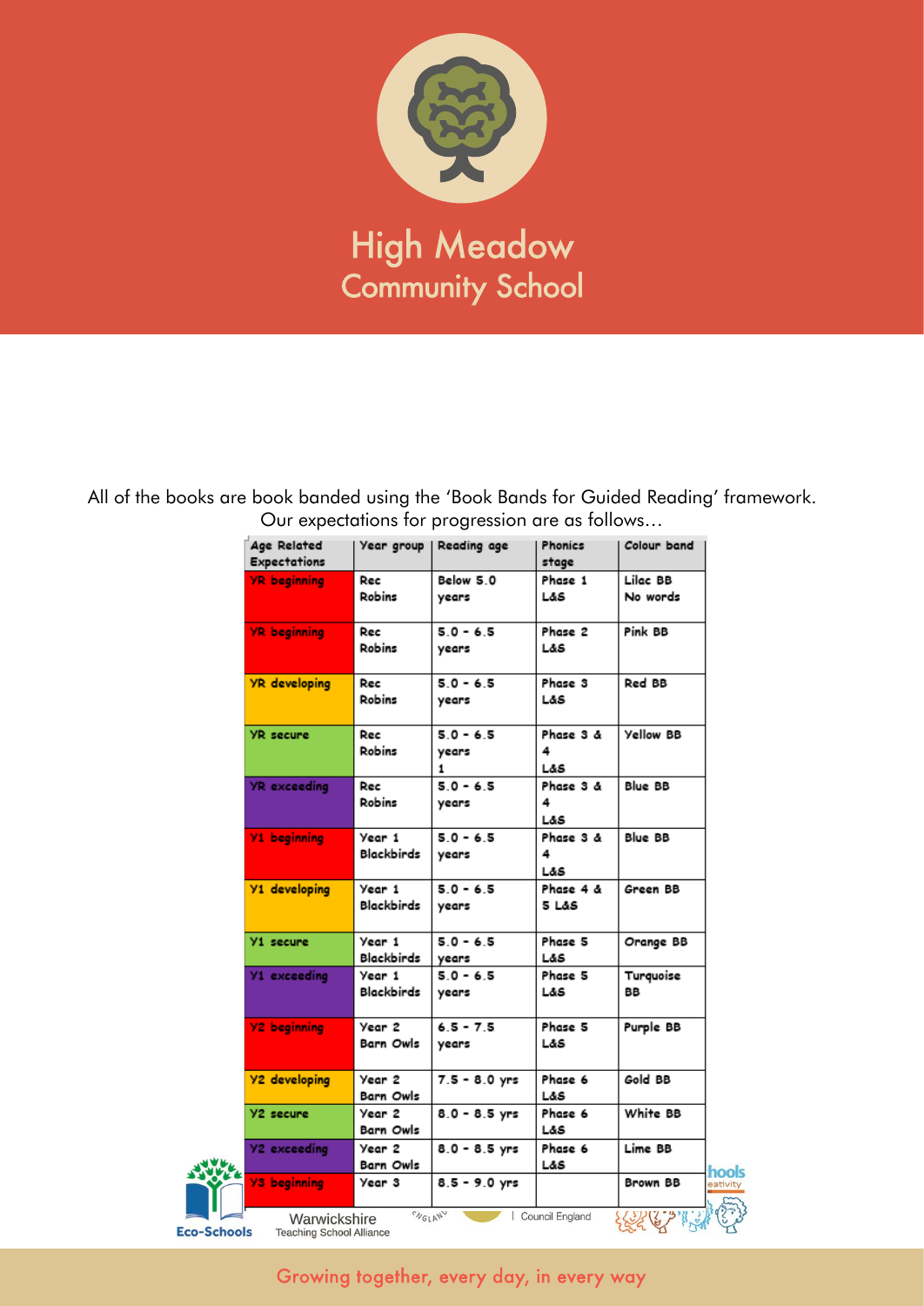# High Meadow Community School

All of the books are book banded using the 'Book Bands for Guided Reading' framework. Our expectations for progression are as follows…

| Age Related Expectations | Year group | Reading age | Phonics stage | Colour band |
|---|---|---|---|---|
| YR beginning | Rec Robins | Below 5.0 years | Phase 1 L&S | Lilac BB No words |
| YR beginning | Rec Robins | 5.0 - 6.5 years | Phase 2 L&S | Pink BB |
| YR developing | Rec Robins | 5.0 - 6.5 years | Phase 3 L&S | Red BB |
| YR secure | Rec Robins | 5.0 - 6.5 years 1 | Phase 3 & 4 L&S | Yellow BB |
| YR exceeding | Rec Robins | 5.0 - 6.5 years | Phase 3 & 4 L&S | Blue BB |
| Y1 beginning | Year 1 Blackbirds | 5.0 - 6.5 years | Phase 3 & 4 L&S | Blue BB |
| Y1 developing | Year 1 Blackbirds | 5.0 - 6.5 years | Phase 4 & 5 L&S | Green BB |
| Y1 secure | Year 1 Blackbirds | 5.0 - 6.5 years | Phase 5 L&S | Orange BB |
| Y1 exceeding | Year 1 Blackbirds | 5.0 - 6.5 years | Phase 5 L&S | Turquoise BB |
| Y2 beginning | Year 2 Barn Owls | 6.5 - 7.5 years | Phase 5 L&S | Purple BB |
| Y2 developing | Year 2 Barn Owls | 7.5 - 8.0 yrs | Phase 6 L&S | Gold BB |
| Y2 secure | Year 2 Barn Owls | 8.0 - 8.5 yrs | Phase 6 L&S | White BB |
| Y2 exceeding | Year 2 Barn Owls | 8.0 - 8.5 yrs | Phase 6 L&S | Lime BB |
| Y3 beginning | Year 3 | 8.5 - 9.0 yrs | | Brown BB |

Eco-Schools

Warwickshire Teaching School Alliance

Council England

Growing together, every day, in every way